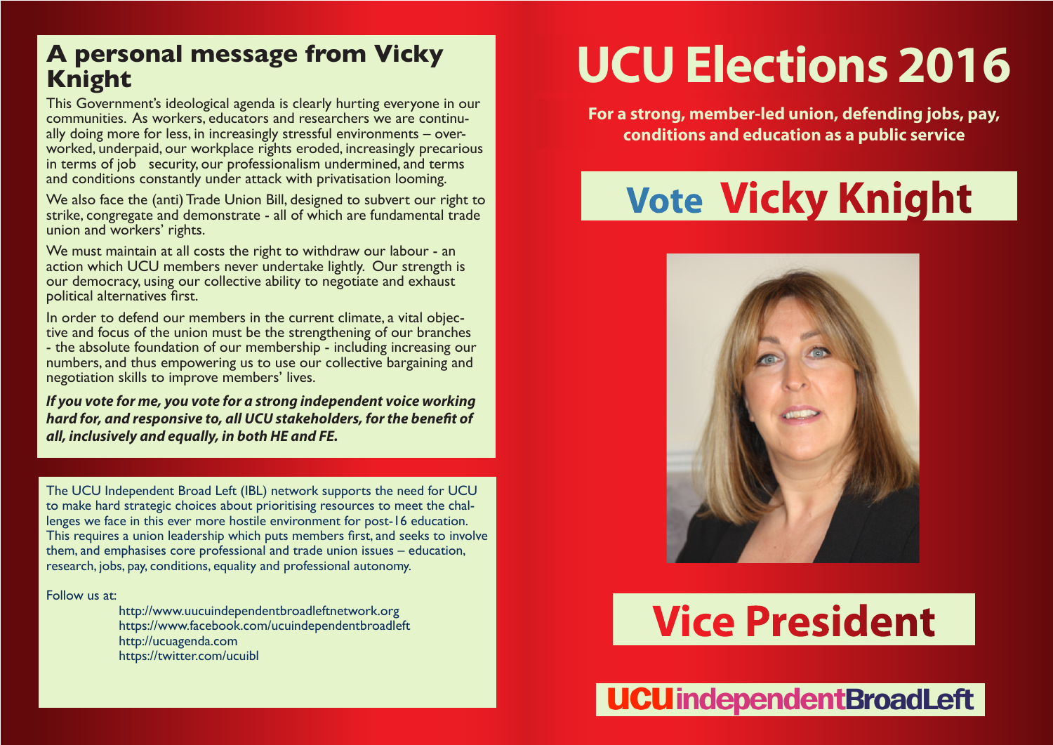# UCU Elections 2016

**For a strong, member-led union, defending jobs, pay, conditions and education as a public service**

## Vote Vicky Knight

## Vice President

## A personal message from Vicky Knight

This Government's ideological agenda is clearly hurting everyone in our communities. As workers, educators and researchers we are continually doing more for less, in increasingly stressful environments – overworked, underpaid, our workplace rights eroded, increasingly precarious in terms of job security, our professionalism undermined, and terms and conditions constantly under attack with privatisation looming.

We also face the (anti) Trade Union Bill, designed to subvert our right to strike, congregate and demonstrate - all of which are fundamental trade union and workers' rights.

We must maintain at all costs the right to withdraw our labour - an action which UCU members never undertake lightly. Our strength is our democracy, using our collective ability to negotiate and exhaust political alternatives first.

In order to defend our members in the current climate, a vital objective and focus of the union must be the strengthening of our branches - the absolute foundation of our membership - including increasing our numbers, and thus empowering us to use our collective bargaining and negotiation skills to improve members' lives.

***If you vote for me, you vote for a strong independent voice working hard for, and responsive to, all UCU stakeholders, for the benefit of all, inclusively and equally, in both HE and FE.***

The UCU Independent Broad Left (IBL) network supports the need for UCU to make hard strategic choices about prioritising resources to meet the challenges we face in this ever more hostile environment for post-16 education. This requires a union leadership which puts members first, and seeks to involve them, and emphasises core professional and trade union issues – education, research, jobs, pay, conditions, equality and professional autonomy.

Follow us at:

http://www.uucuindependentbroadleftnetwork.org
https://www.facebook.com/ucuindependentbroadleft
http://ucuagenda.com
https://twitter.com/ucuibl

**UCU independent Broad Left**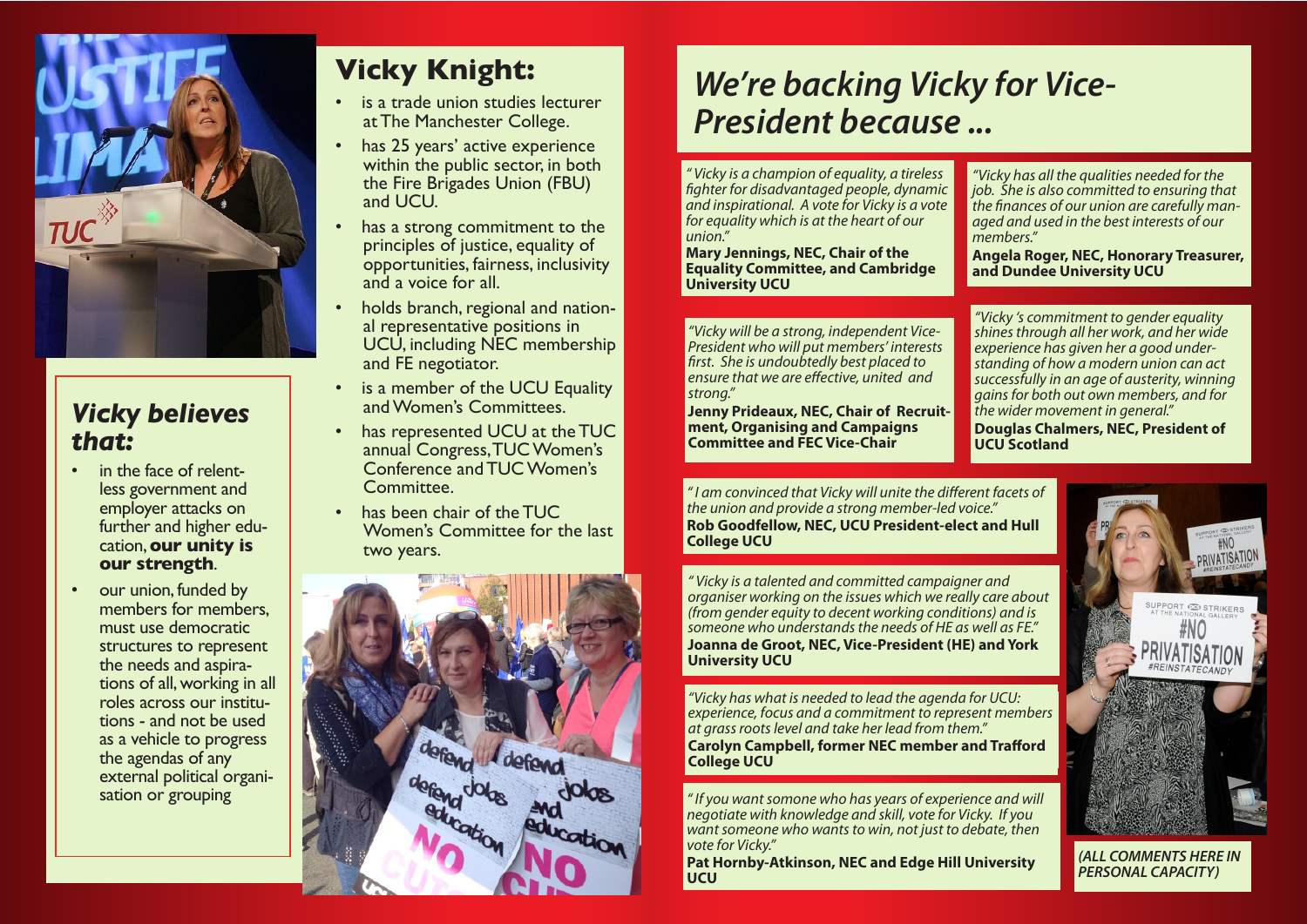## Vicky Knight:

- is a trade union studies lecturer at The Manchester College.
- has 25 years' active experience within the public sector, in both the Fire Brigades Union (FBU) and UCU.
- has a strong commitment to the principles of justice, equality of opportunities, fairness, inclusivity and a voice for all.
- holds branch, regional and national representative positions in UCU, including NEC membership and FE negotiator.
- is a member of the UCU Equality and Women's Committees.
- has represented UCU at the TUC annual Congress, TUC Women's Conference and TUC Women's Committee.
- has been chair of the TUC Women's Committee for the last two years.

## *Vicky believes that:*

- in the face of relentless government and employer attacks on further and higher education, **our unity is our strength**.
- our union, funded by members for members, must use democratic structures to represent the needs and aspirations of all, working in all roles across our institutions - and not be used as a vehicle to progress the agendas of any external political organisation or grouping

# *We're backing Vicky for Vice-President because ...*

*"Vicky is a champion of equality, a tireless fighter for disadvantaged people, dynamic and inspirational. A vote for Vicky is a vote for equality which is at the heart of our union."*
**Mary Jennings, NEC, Chair of the Equality Committee, and Cambridge University UCU**

*"Vicky has all the qualities needed for the job. She is also committed to ensuring that the finances of our union are carefully managed and used in the best interests of our members."*
**Angela Roger, NEC, Honorary Treasurer, and Dundee University UCU**

*"Vicky will be a strong, independent Vice-President who will put members' interests first. She is undoubtedly best placed to ensure that we are effective, united and strong."*
**Jenny Prideaux, NEC, Chair of Recruitment, Organising and Campaigns Committee and FEC Vice-Chair**

*"Vicky 's commitment to gender equality shines through all her work, and her wide experience has given her a good understanding of how a modern union can act successfully in an age of austerity, winning gains for both out own members, and for the wider movement in general."*
**Douglas Chalmers, NEC, President of UCU Scotland**

*"I am convinced that Vicky will unite the different facets of the union and provide a strong member-led voice."*
**Rob Goodfellow, NEC, UCU President-elect and Hull College UCU**

*"Vicky is a talented and committed campaigner and organiser working on the issues which we really care about (from gender equity to decent working conditions) and is someone who understands the needs of HE as well as FE."*
**Joanna de Groot, NEC, Vice-President (HE) and York University UCU**

*"Vicky has what is needed to lead the agenda for UCU: experience, focus and a commitment to represent members at grass roots level and take her lead from them."*
**Carolyn Campbell, former NEC member and Trafford College UCU**

*"If you want somone who has years of experience and will negotiate with knowledge and skill, vote for Vicky. If you want someone who wants to win, not just to debate, then vote for Vicky."*
**Pat Hornby-Atkinson, NEC and Edge Hill University UCU**

***(ALL COMMENTS HERE IN PERSONAL CAPACITY)***